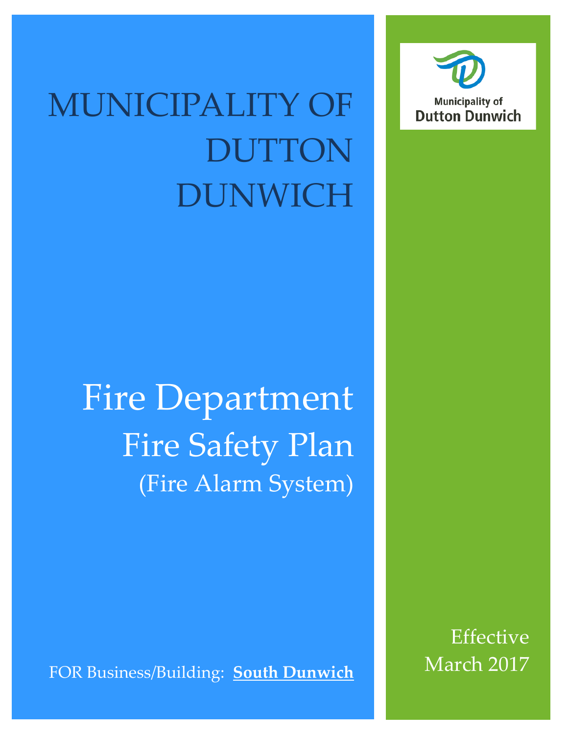# MUNICIPALITY OF DUTTON DUNWICH

Municipality of
Dutton Dunwich

# Fire Department
## Fire Safety Plan
### (Fire Alarm System)

FOR Business/Building: **South Dunwich**

Effective
March 2017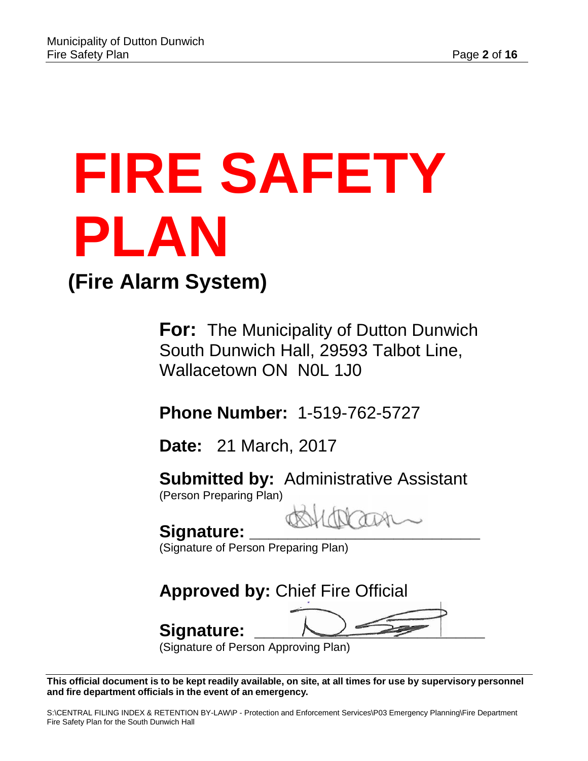# FIRE SAFETY PLAN

## (Fire Alarm System)

**For:** The Municipality of Dutton Dunwich
South Dunwich Hall, 29593 Talbot Line,
Wallacetown ON  N0L 1J0

**Phone Number:** 1-519-762-5727

**Date:** 21 March, 2017

**Submitted by:** Administrative Assistant
(Person Preparing Plan)

**Signature:** ______________________________
(Signature of Person Preparing Plan)

**Approved by:** Chief Fire Official

**Signature:** ______________________________
(Signature of Person Approving Plan)

**This official document is to be kept readily available, on site, at all times for use by supervisory personnel and fire department officials in the event of an emergency.**

S:\CENTRAL FILING INDEX & RETENTION BY-LAW\P - Protection and Enforcement Services\P03 Emergency Planning\Fire Department Fire Safety Plan for the South Dunwich Hall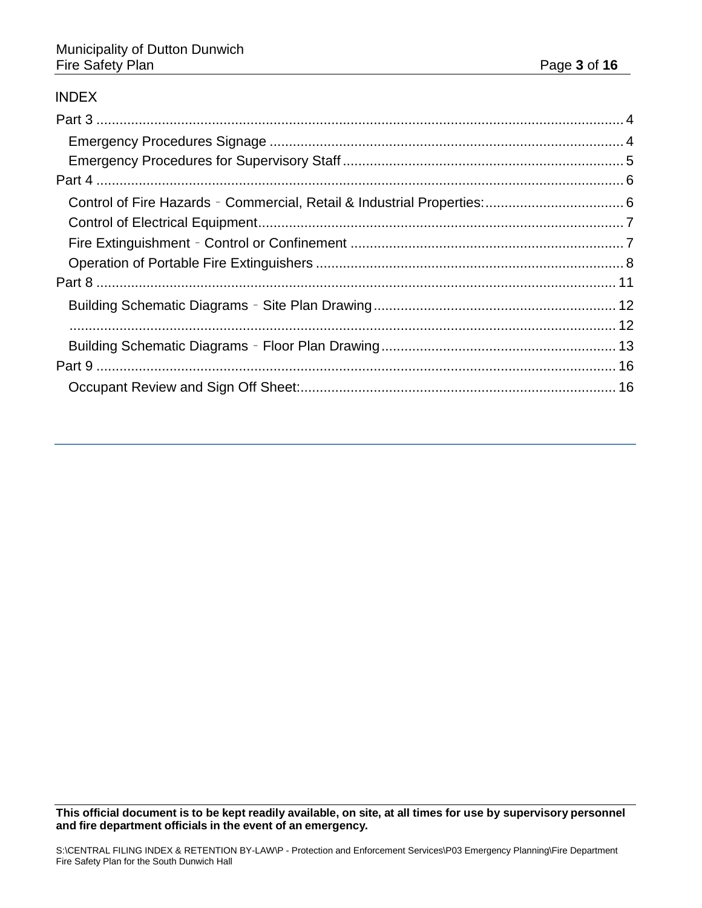INDEX

Part 3 ........................................................................................................................ 4
- Emergency Procedures Signage ........................................................................... 4
- Emergency Procedures for Supervisory Staff ........................................................ 5

Part 4 ........................................................................................................................ 6
- Control of Fire Hazards - Commercial, Retail & Industrial Properties: .................... 6
- Control of Electrical Equipment .............................................................................. 7
- Fire Extinguishment - Control or Confinement ...................................................... 7
- Operation of Portable Fire Extinguishers ............................................................... 8

Part 8 ...................................................................................................................... 11
- Building Schematic Diagrams - Site Plan Drawing .............................................. 12
- ............................................................................................................................. 12
- Building Schematic Diagrams - Floor Plan Drawing ............................................ 13

Part 9 ...................................................................................................................... 16
- Occupant Review and Sign Off Sheet: ................................................................. 16

**This official document is to be kept readily available, on site, at all times for use by supervisory personnel and fire department officials in the event of an emergency.**

S:\CENTRAL FILING INDEX & RETENTION BY-LAW\P - Protection and Enforcement Services\P03 Emergency Planning\Fire Department Fire Safety Plan for the South Dunwich Hall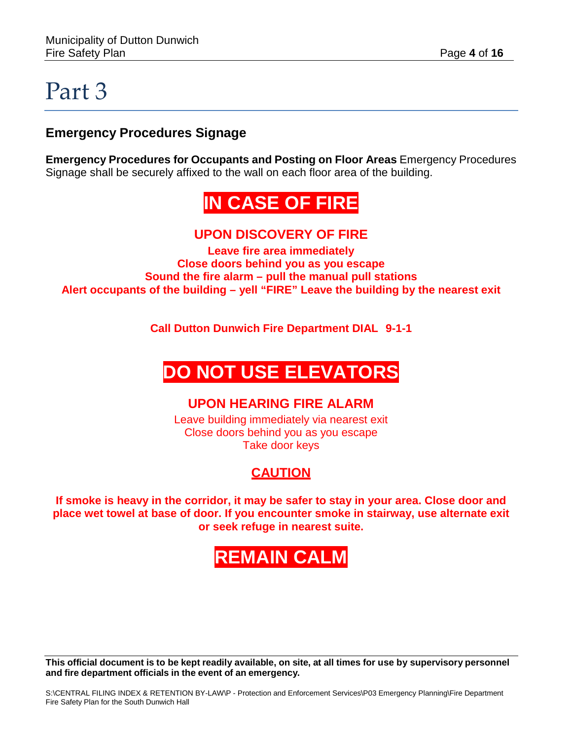# Part 3

## Emergency Procedures Signage

**Emergency Procedures for Occupants and Posting on Floor Areas** Emergency Procedures Signage shall be securely affixed to the wall on each floor area of the building.

## IN CASE OF FIRE

### UPON DISCOVERY OF FIRE

**Leave fire area immediately**
**Close doors behind you as you escape**
**Sound the fire alarm – pull the manual pull stations**
**Alert occupants of the building – yell "FIRE" Leave the building by the nearest exit**

**Call Dutton Dunwich Fire Department DIAL 9-1-1**

## DO NOT USE ELEVATORS

### UPON HEARING FIRE ALARM

Leave building immediately via nearest exit
Close doors behind you as you escape
Take door keys

### CAUTION

**If smoke is heavy in the corridor, it may be safer to stay in your area. Close door and place wet towel at base of door. If you encounter smoke in stairway, use alternate exit or seek refuge in nearest suite.**

## REMAIN CALM

**This official document is to be kept readily available, on site, at all times for use by supervisory personnel and fire department officials in the event of an emergency.**

S:\CENTRAL FILING INDEX & RETENTION BY-LAW\P - Protection and Enforcement Services\P03 Emergency Planning\Fire Department Fire Safety Plan for the South Dunwich Hall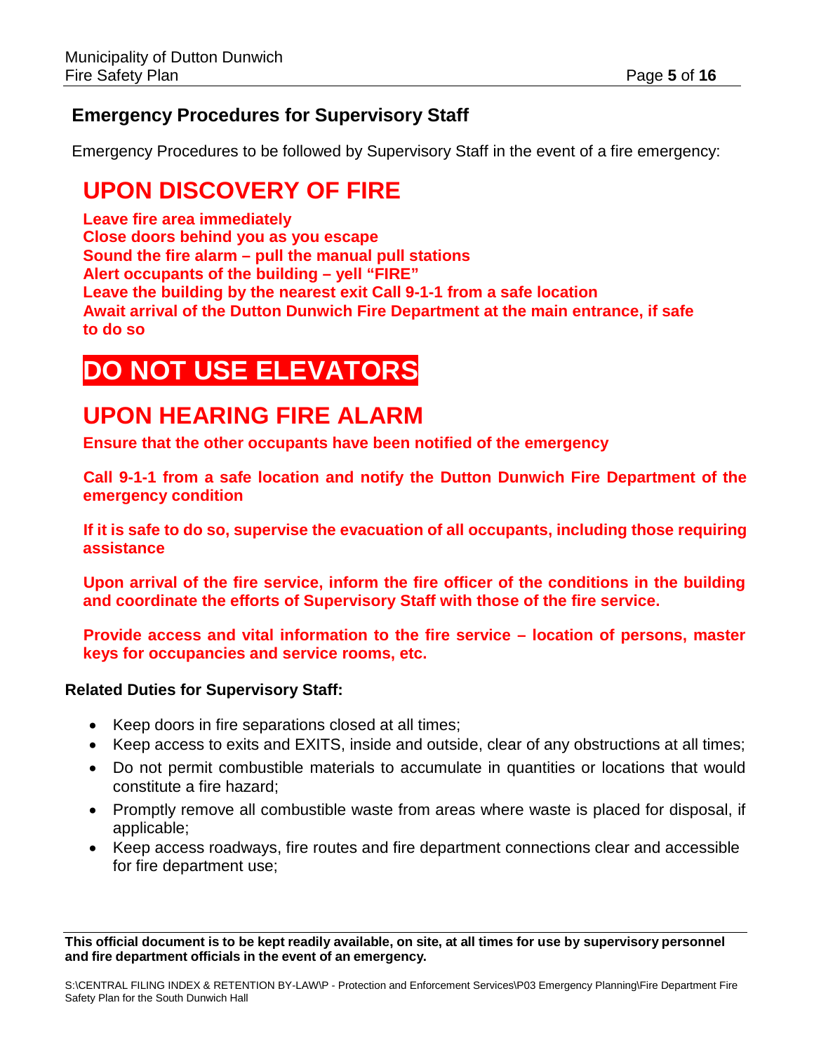## Emergency Procedures for Supervisory Staff

Emergency Procedures to be followed by Supervisory Staff in the event of a fire emergency:

# UPON DISCOVERY OF FIRE

**Leave fire area immediately**
**Close doors behind you as you escape**
**Sound the fire alarm – pull the manual pull stations**
**Alert occupants of the building – yell "FIRE"**
**Leave the building by the nearest exit Call 9-1-1 from a safe location**
**Await arrival of the Dutton Dunwich Fire Department at the main entrance, if safe to do so**

# DO NOT USE ELEVATORS

# UPON HEARING FIRE ALARM

**Ensure that the other occupants have been notified of the emergency**

**Call 9-1-1 from a safe location and notify the Dutton Dunwich Fire Department of the emergency condition**

**If it is safe to do so, supervise the evacuation of all occupants, including those requiring assistance**

**Upon arrival of the fire service, inform the fire officer of the conditions in the building and coordinate the efforts of Supervisory Staff with those of the fire service.**

**Provide access and vital information to the fire service – location of persons, master keys for occupancies and service rooms, etc.**

**Related Duties for Supervisory Staff:**

- Keep doors in fire separations closed at all times;
- Keep access to exits and EXITS, inside and outside, clear of any obstructions at all times;
- Do not permit combustible materials to accumulate in quantities or locations that would constitute a fire hazard;
- Promptly remove all combustible waste from areas where waste is placed for disposal, if applicable;
- Keep access roadways, fire routes and fire department connections clear and accessible for fire department use;

**This official document is to be kept readily available, on site, at all times for use by supervisory personnel and fire department officials in the event of an emergency.**

S:\CENTRAL FILING INDEX & RETENTION BY-LAW\P - Protection and Enforcement Services\P03 Emergency Planning\Fire Department Fire Safety Plan for the South Dunwich Hall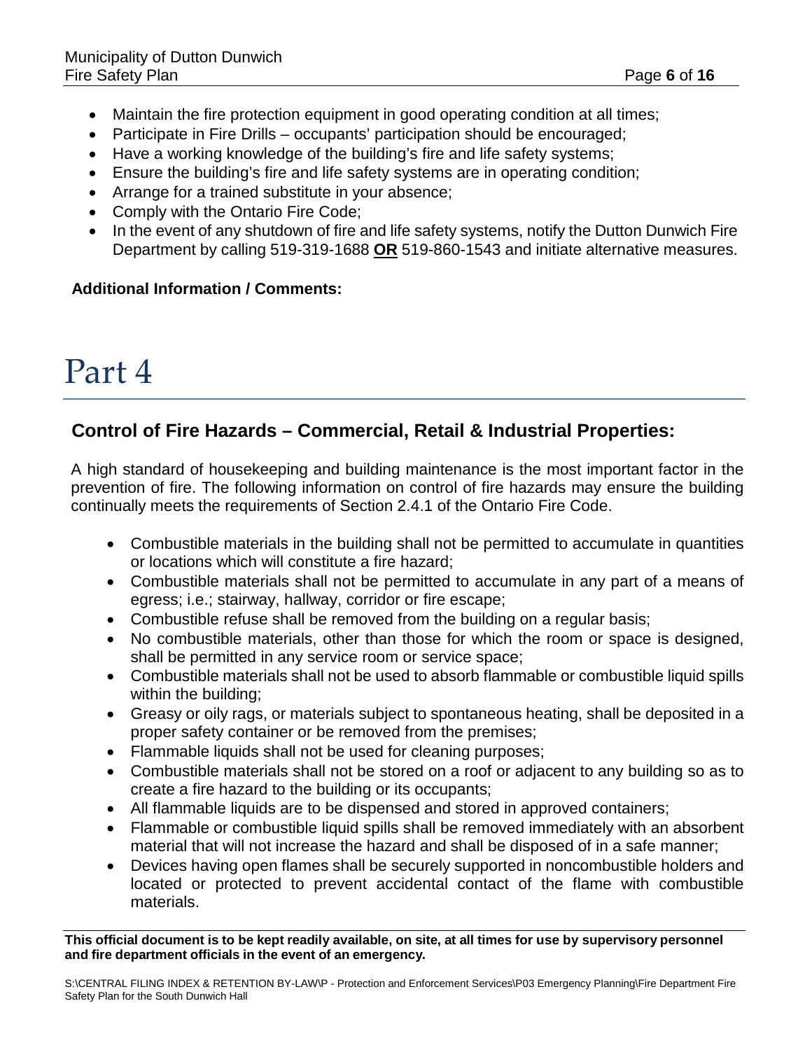- Maintain the fire protection equipment in good operating condition at all times;
- Participate in Fire Drills – occupants' participation should be encouraged;
- Have a working knowledge of the building's fire and life safety systems;
- Ensure the building's fire and life safety systems are in operating condition;
- Arrange for a trained substitute in your absence;
- Comply with the Ontario Fire Code;
- In the event of any shutdown of fire and life safety systems, notify the Dutton Dunwich Fire Department by calling 519-319-1688 **OR** 519-860-1543 and initiate alternative measures.

**Additional Information / Comments:**

# Part 4

## Control of Fire Hazards – Commercial, Retail & Industrial Properties:

A high standard of housekeeping and building maintenance is the most important factor in the prevention of fire. The following information on control of fire hazards may ensure the building continually meets the requirements of Section 2.4.1 of the Ontario Fire Code.

- Combustible materials in the building shall not be permitted to accumulate in quantities or locations which will constitute a fire hazard;
- Combustible materials shall not be permitted to accumulate in any part of a means of egress; i.e.; stairway, hallway, corridor or fire escape;
- Combustible refuse shall be removed from the building on a regular basis;
- No combustible materials, other than those for which the room or space is designed, shall be permitted in any service room or service space;
- Combustible materials shall not be used to absorb flammable or combustible liquid spills within the building;
- Greasy or oily rags, or materials subject to spontaneous heating, shall be deposited in a proper safety container or be removed from the premises;
- Flammable liquids shall not be used for cleaning purposes;
- Combustible materials shall not be stored on a roof or adjacent to any building so as to create a fire hazard to the building or its occupants;
- All flammable liquids are to be dispensed and stored in approved containers;
- Flammable or combustible liquid spills shall be removed immediately with an absorbent material that will not increase the hazard and shall be disposed of in a safe manner;
- Devices having open flames shall be securely supported in noncombustible holders and located or protected to prevent accidental contact of the flame with combustible materials.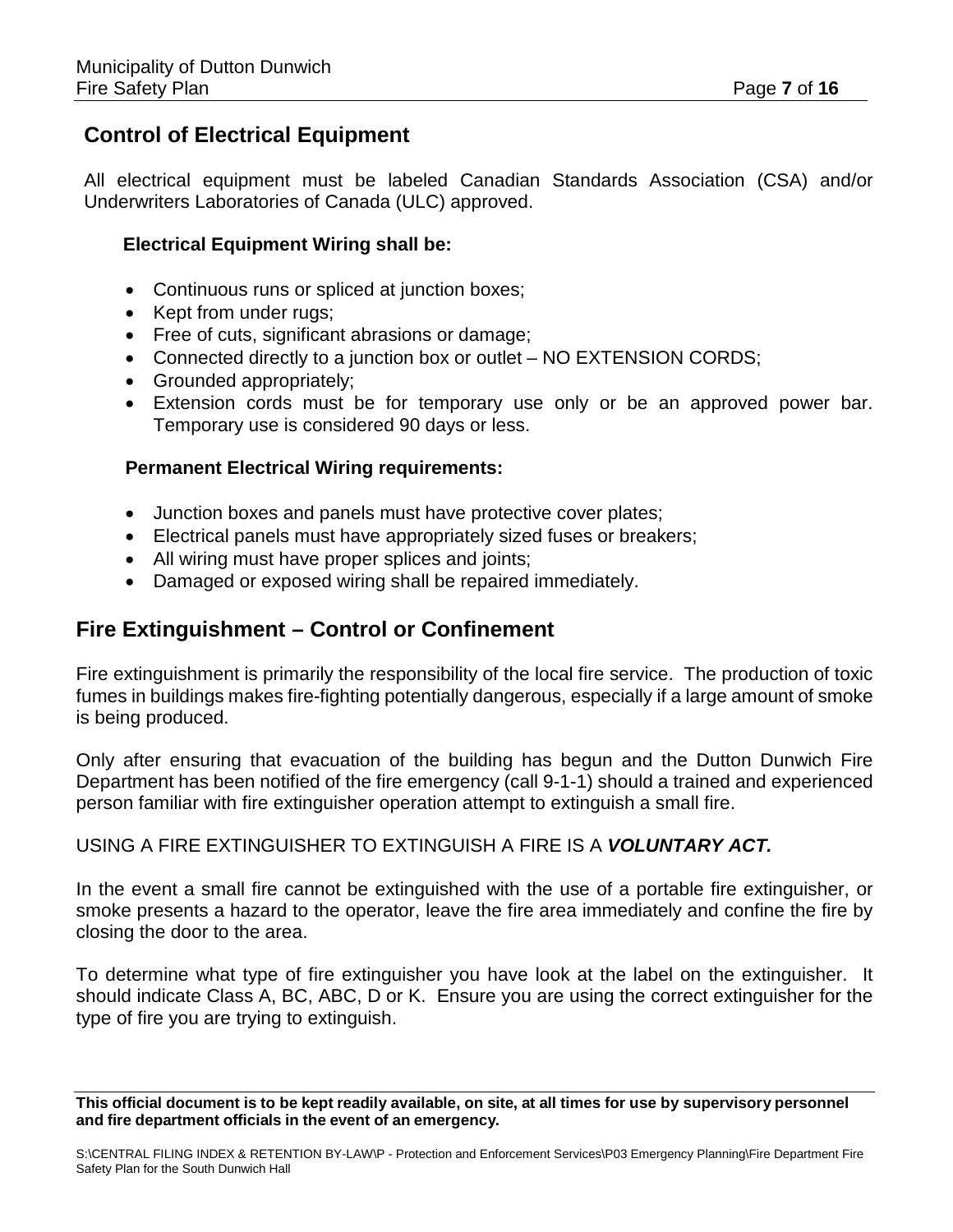## Control of Electrical Equipment

All electrical equipment must be labeled Canadian Standards Association (CSA) and/or Underwriters Laboratories of Canada (ULC) approved.

**Electrical Equipment Wiring shall be:**

- Continuous runs or spliced at junction boxes;
- Kept from under rugs;
- Free of cuts, significant abrasions or damage;
- Connected directly to a junction box or outlet – NO EXTENSION CORDS;
- Grounded appropriately;
- Extension cords must be for temporary use only or be an approved power bar. Temporary use is considered 90 days or less.

**Permanent Electrical Wiring requirements:**

- Junction boxes and panels must have protective cover plates;
- Electrical panels must have appropriately sized fuses or breakers;
- All wiring must have proper splices and joints;
- Damaged or exposed wiring shall be repaired immediately.

## Fire Extinguishment – Control or Confinement

Fire extinguishment is primarily the responsibility of the local fire service. The production of toxic fumes in buildings makes fire-fighting potentially dangerous, especially if a large amount of smoke is being produced.

Only after ensuring that evacuation of the building has begun and the Dutton Dunwich Fire Department has been notified of the fire emergency (call 9-1-1) should a trained and experienced person familiar with fire extinguisher operation attempt to extinguish a small fire.

USING A FIRE EXTINGUISHER TO EXTINGUISH A FIRE IS A ***VOLUNTARY ACT.***

In the event a small fire cannot be extinguished with the use of a portable fire extinguisher, or smoke presents a hazard to the operator, leave the fire area immediately and confine the fire by closing the door to the area.

To determine what type of fire extinguisher you have look at the label on the extinguisher. It should indicate Class A, BC, ABC, D or K. Ensure you are using the correct extinguisher for the type of fire you are trying to extinguish.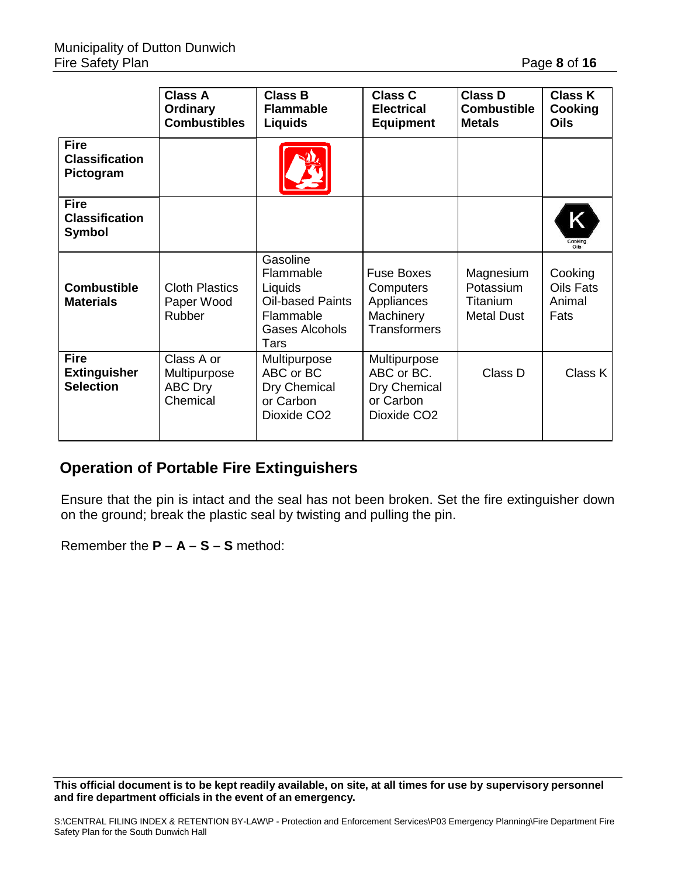|  | **Class A Ordinary Combustibles** | **Class B Flammable Liquids** | **Class C Electrical Equipment** | **Class D Combustible Metals** | **Class K Cooking Oils** |
|---|---|---|---|---|---|
| **Fire Classification Pictogram** |  |  |  |  |  |
| **Fire Classification Symbol** |  |  |  |  | K Cooking Oils |
| **Combustible Materials** | Cloth Plastics Paper Wood Rubber | Gasoline Flammable Liquids Oil-based Paints Flammable Gases Alcohols Tars | Fuse Boxes Computers Appliances Machinery Transformers | Magnesium Potassium Titanium Metal Dust | Cooking Oils Fats Animal Fats |
| **Fire Extinguisher Selection** | Class A or Multipurpose ABC Dry Chemical | Multipurpose ABC or BC Dry Chemical or Carbon Dioxide $CO_2$ | Multipurpose ABC or BC. Dry Chemical or Carbon Dioxide $CO_2$ | Class D | Class K |

## Operation of Portable Fire Extinguishers

Ensure that the pin is intact and the seal has not been broken. Set the fire extinguisher down on the ground; break the plastic seal by twisting and pulling the pin.

Remember the **P – A – S – S** method:

**This official document is to be kept readily available, on site, at all times for use by supervisory personnel and fire department officials in the event of an emergency.**

S:\CENTRAL FILING INDEX & RETENTION BY-LAW\P - Protection and Enforcement Services\P03 Emergency Planning\Fire Department Fire Safety Plan for the South Dunwich Hall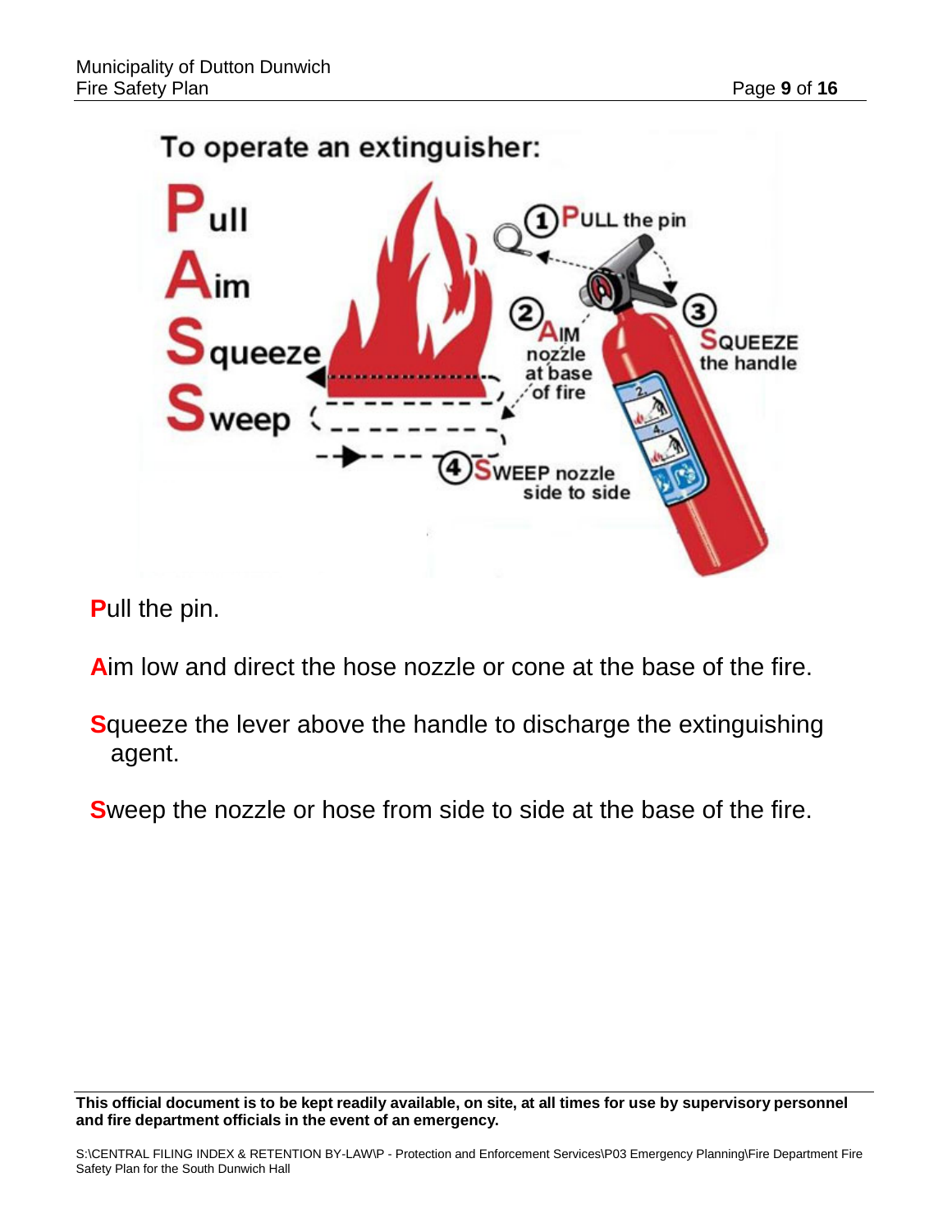To operate an extinguisher:

**P**ull

**A**im

**S**queeze

**S**weep

1. PULL the pin
2. AIM nozzle at base of fire
3. SQUEEZE the handle
4. SWEEP nozzle side to side

**P**ull the pin.

**A**im low and direct the hose nozzle or cone at the base of the fire.

**S**queeze the lever above the handle to discharge the extinguishing agent.

**S**weep the nozzle or hose from side to side at the base of the fire.

**This official document is to be kept readily available, on site, at all times for use by supervisory personnel and fire department officials in the event of an emergency.**

S:\CENTRAL FILING INDEX & RETENTION BY-LAW\P - Protection and Enforcement Services\P03 Emergency Planning\Fire Department Fire Safety Plan for the South Dunwich Hall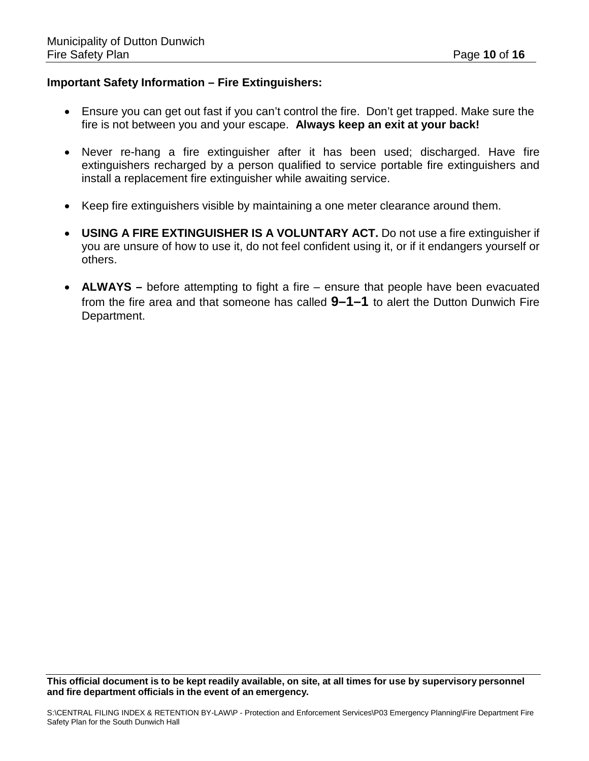**Important Safety Information – Fire Extinguishers:**

- Ensure you can get out fast if you can't control the fire. Don't get trapped. Make sure the fire is not between you and your escape. **Always keep an exit at your back!**

- Never re-hang a fire extinguisher after it has been used; discharged. Have fire extinguishers recharged by a person qualified to service portable fire extinguishers and install a replacement fire extinguisher while awaiting service.

- Keep fire extinguishers visible by maintaining a one meter clearance around them.

- **USING A FIRE EXTINGUISHER IS A VOLUNTARY ACT.** Do not use a fire extinguisher if you are unsure of how to use it, do not feel confident using it, or if it endangers yourself or others.

- **ALWAYS –** before attempting to fight a fire – ensure that people have been evacuated from the fire area and that someone has called **9–1–1** to alert the Dutton Dunwich Fire Department.

**This official document is to be kept readily available, on site, at all times for use by supervisory personnel and fire department officials in the event of an emergency.**

S:\CENTRAL FILING INDEX & RETENTION BY-LAW\P - Protection and Enforcement Services\P03 Emergency Planning\Fire Department Fire Safety Plan for the South Dunwich Hall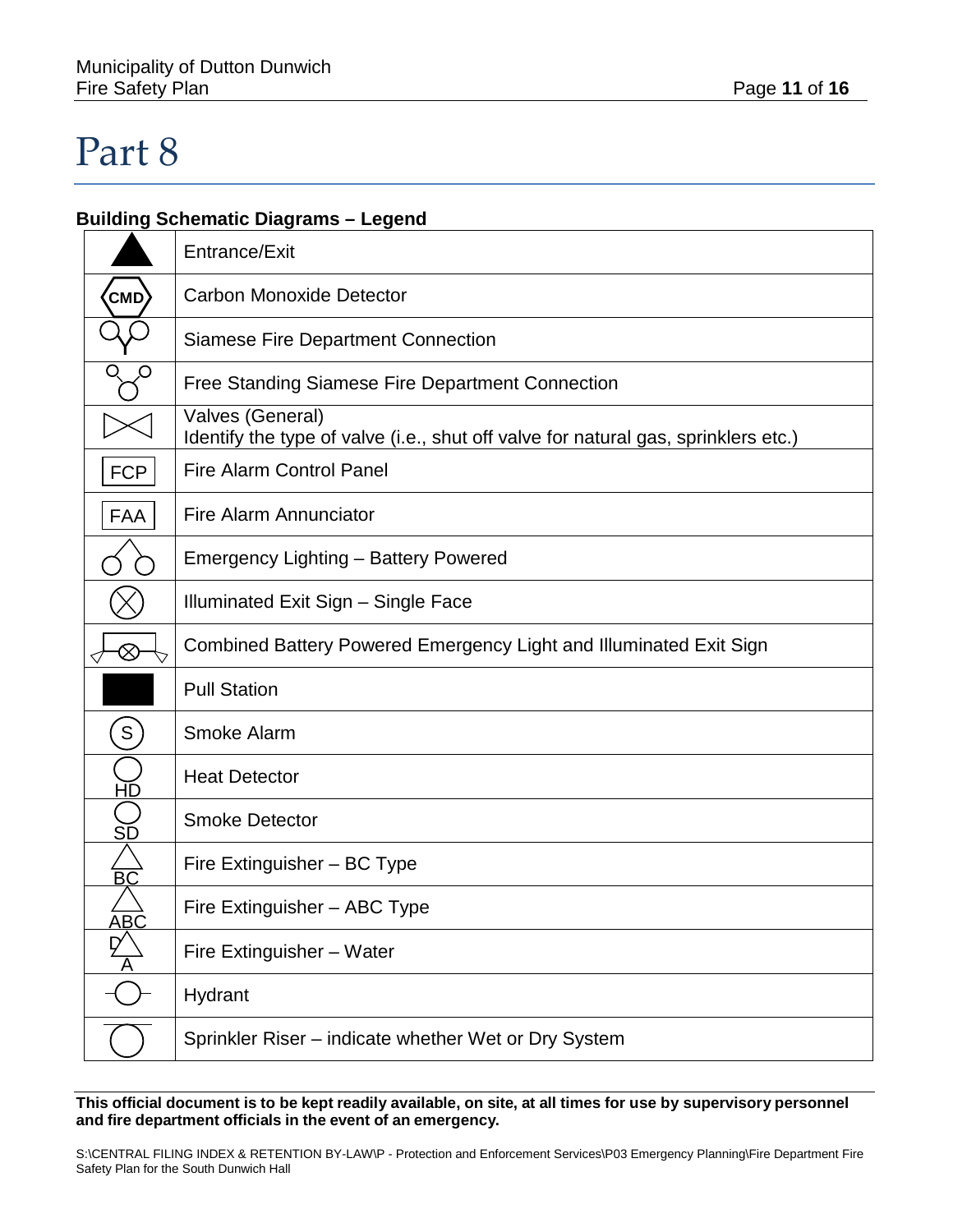# Part 8

**Building Schematic Diagrams – Legend**

| Symbol | Description |
|---|---|
| ▲ | Entrance/Exit |
| CMD | Carbon Monoxide Detector |
| | Siamese Fire Department Connection |
| | Free Standing Siamese Fire Department Connection |
| | Valves (General)<br>Identify the type of valve (i.e., shut off valve for natural gas, sprinklers etc.) |
| FCP | Fire Alarm Control Panel |
| FAA | Fire Alarm Annunciator |
| | Emergency Lighting – Battery Powered |
| | Illuminated Exit Sign – Single Face |
| | Combined Battery Powered Emergency Light and Illuminated Exit Sign |
| ■ | Pull Station |
| S | Smoke Alarm |
| HD | Heat Detector |
| SD | Smoke Detector |
| BC | Fire Extinguisher – BC Type |
| ABC | Fire Extinguisher – ABC Type |
| D A | Fire Extinguisher – Water |
| | Hydrant |
| | Sprinkler Riser – indicate whether Wet or Dry System |

**This official document is to be kept readily available, on site, at all times for use by supervisory personnel and fire department officials in the event of an emergency.**

S:\CENTRAL FILING INDEX & RETENTION BY-LAW\P - Protection and Enforcement Services\P03 Emergency Planning\Fire Department Fire Safety Plan for the South Dunwich Hall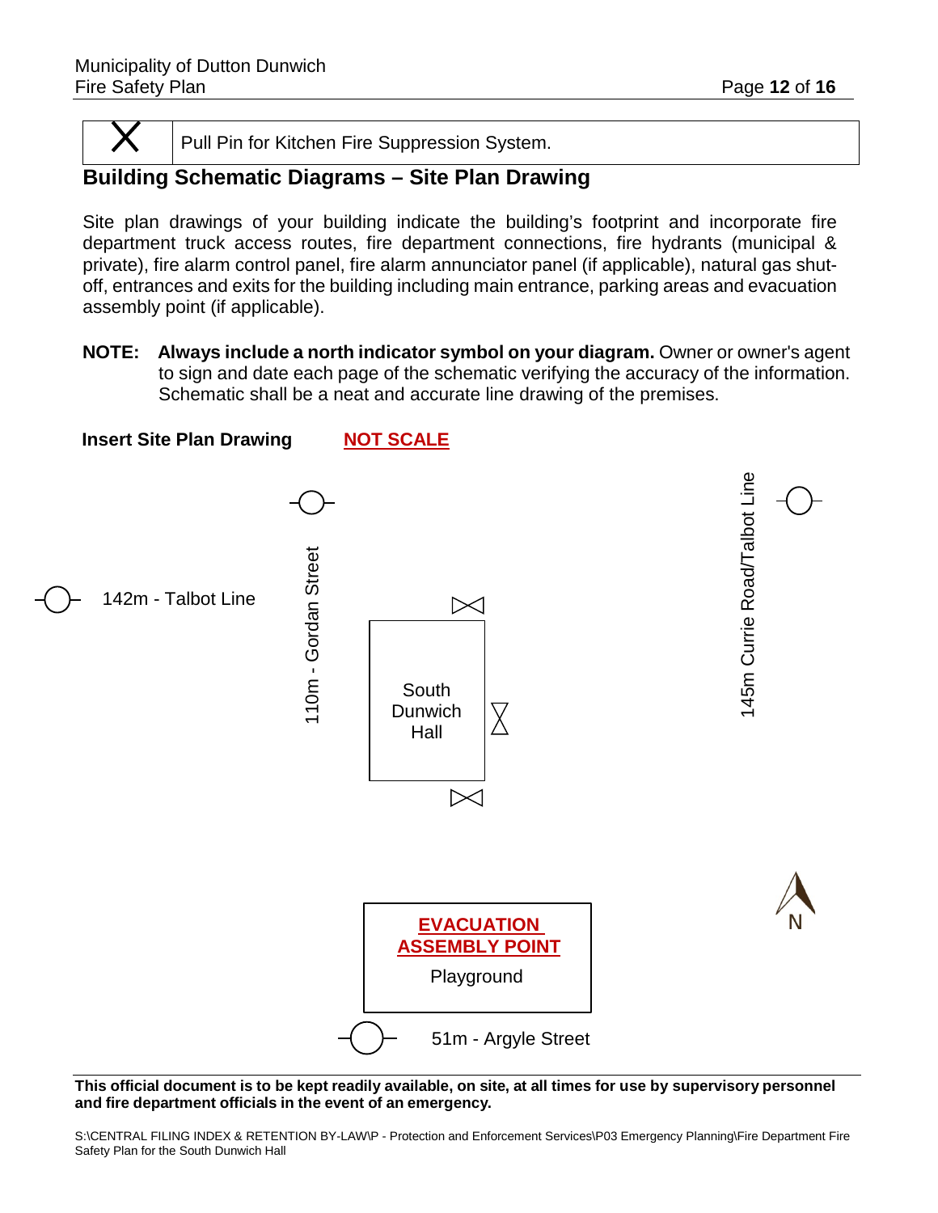| X | Pull Pin for Kitchen Fire Suppression System. |
|---|---|

## Building Schematic Diagrams – Site Plan Drawing

Site plan drawings of your building indicate the building's footprint and incorporate fire department truck access routes, fire department connections, fire hydrants (municipal & private), fire alarm control panel, fire alarm annunciator panel (if applicable), natural gas shut-off, entrances and exits for the building including main entrance, parking areas and evacuation assembly point (if applicable).

**NOTE:** **Always include a north indicator symbol on your diagram.** Owner or owner's agent to sign and date each page of the schematic verifying the accuracy of the information. Schematic shall be a neat and accurate line drawing of the premises.

**Insert Site Plan Drawing** **NOT SCALE**

142m - Talbot Line

110m - Gordan Street

145m Currie Road/Talbot Line

South Dunwich Hall

**EVACUATION ASSEMBLY POINT**

Playground

51m - Argyle Street

N

**This official document is to be kept readily available, on site, at all times for use by supervisory personnel and fire department officials in the event of an emergency.**

S:\CENTRAL FILING INDEX & RETENTION BY-LAW\P - Protection and Enforcement Services\P03 Emergency Planning\Fire Department Fire Safety Plan for the South Dunwich Hall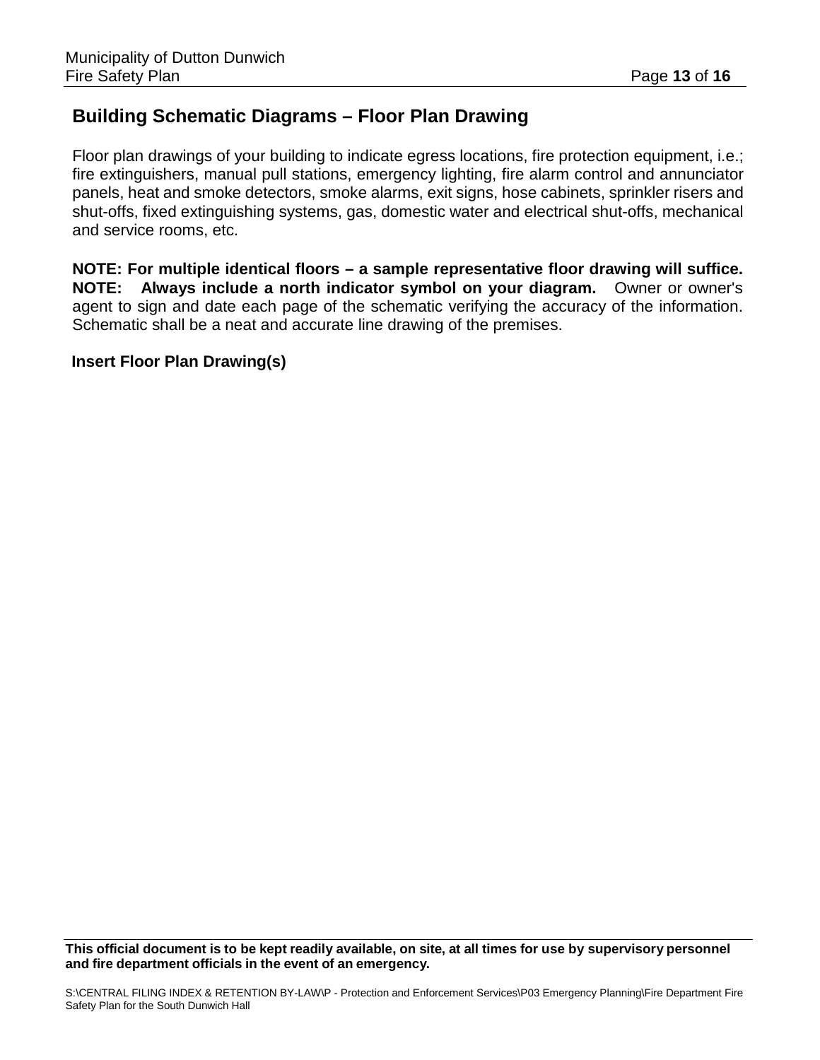## Building Schematic Diagrams – Floor Plan Drawing

Floor plan drawings of your building to indicate egress locations, fire protection equipment, i.e.; fire extinguishers, manual pull stations, emergency lighting, fire alarm control and annunciator panels, heat and smoke detectors, smoke alarms, exit signs, hose cabinets, sprinkler risers and shut-offs, fixed extinguishing systems, gas, domestic water and electrical shut-offs, mechanical and service rooms, etc.

**NOTE: For multiple identical floors – a sample representative floor drawing will suffice.**
**NOTE: Always include a north indicator symbol on your diagram.** Owner or owner's agent to sign and date each page of the schematic verifying the accuracy of the information. Schematic shall be a neat and accurate line drawing of the premises.

**Insert Floor Plan Drawing(s)**

**This official document is to be kept readily available, on site, at all times for use by supervisory personnel and fire department officials in the event of an emergency.**

S:\CENTRAL FILING INDEX & RETENTION BY-LAW\P - Protection and Enforcement Services\P03 Emergency Planning\Fire Department Fire Safety Plan for the South Dunwich Hall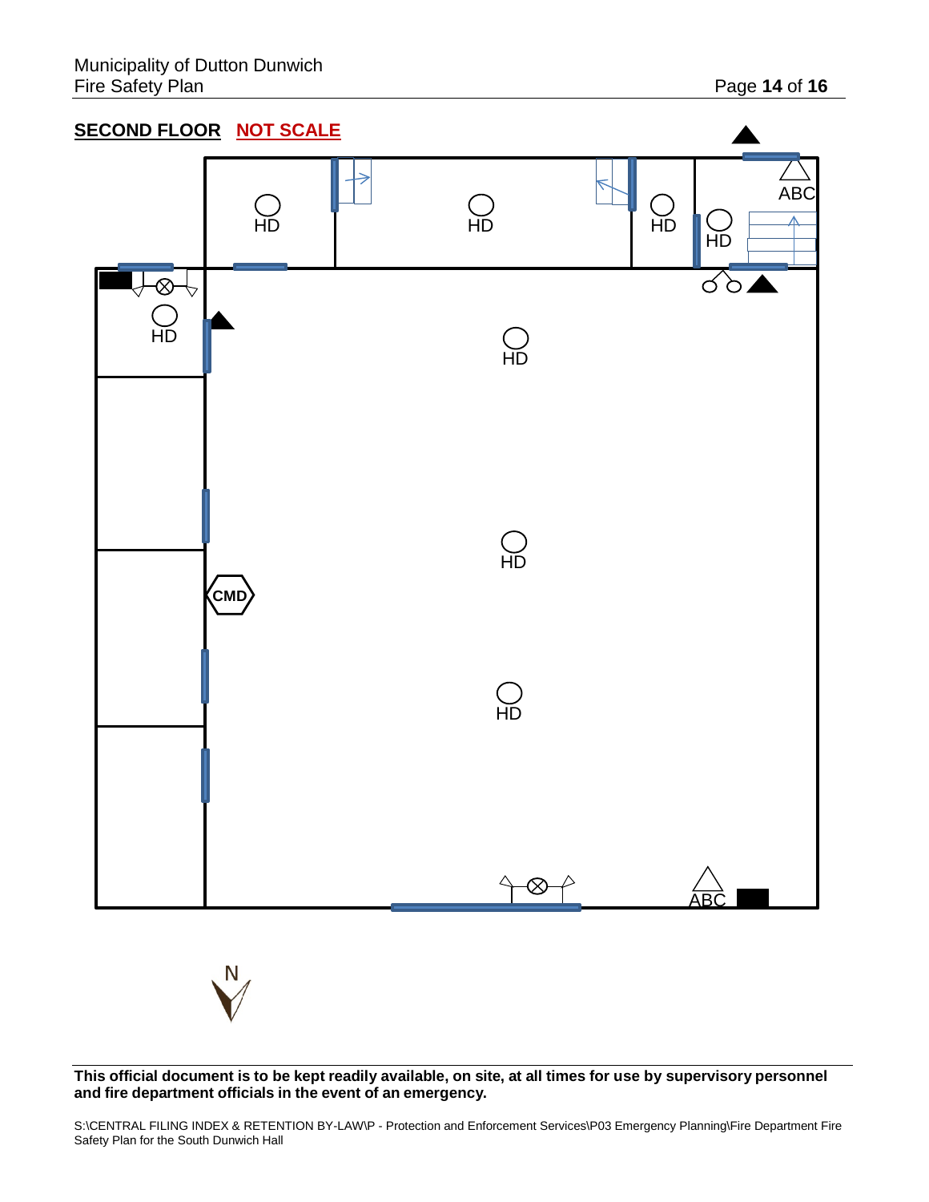**SECOND FLOOR** **NOT SCALE**

HD

HD

HD

HD

ABC

HD

HD

HD

CMD

HD

ABC

N

**This official document is to be kept readily available, on site, at all times for use by supervisory personnel and fire department officials in the event of an emergency.**

S:\CENTRAL FILING INDEX & RETENTION BY-LAW\P - Protection and Enforcement Services\P03 Emergency Planning\Fire Department Fire Safety Plan for the South Dunwich Hall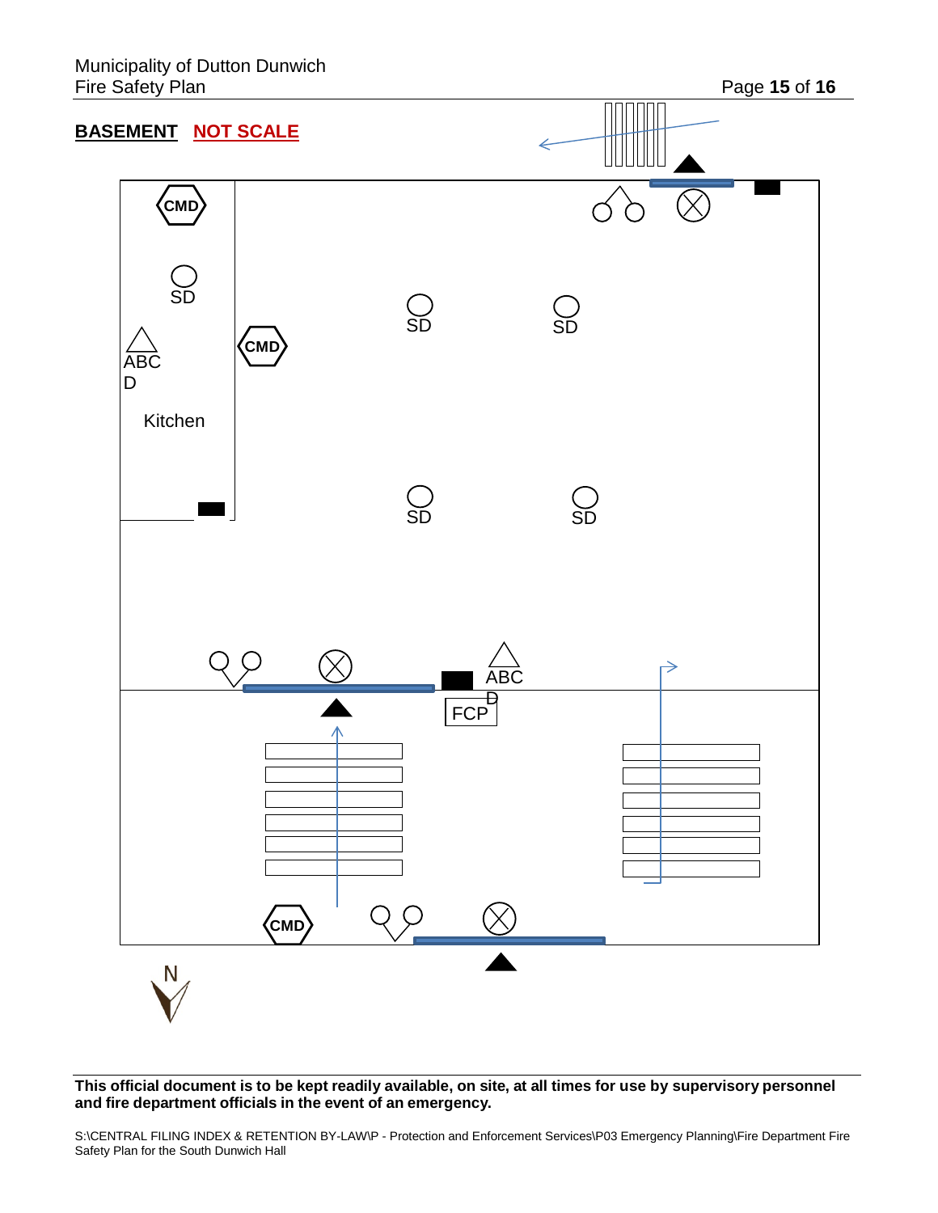**BASEMENT** NOT SCALE

CMD

SD

ABC
D

Kitchen

CMD

SD

SD

SD

SD

ABC
D

FCP

CMD

N

**This official document is to be kept readily available, on site, at all times for use by supervisory personnel and fire department officials in the event of an emergency.**

S:\CENTRAL FILING INDEX & RETENTION BY-LAW\P - Protection and Enforcement Services\P03 Emergency Planning\Fire Department Fire Safety Plan for the South Dunwich Hall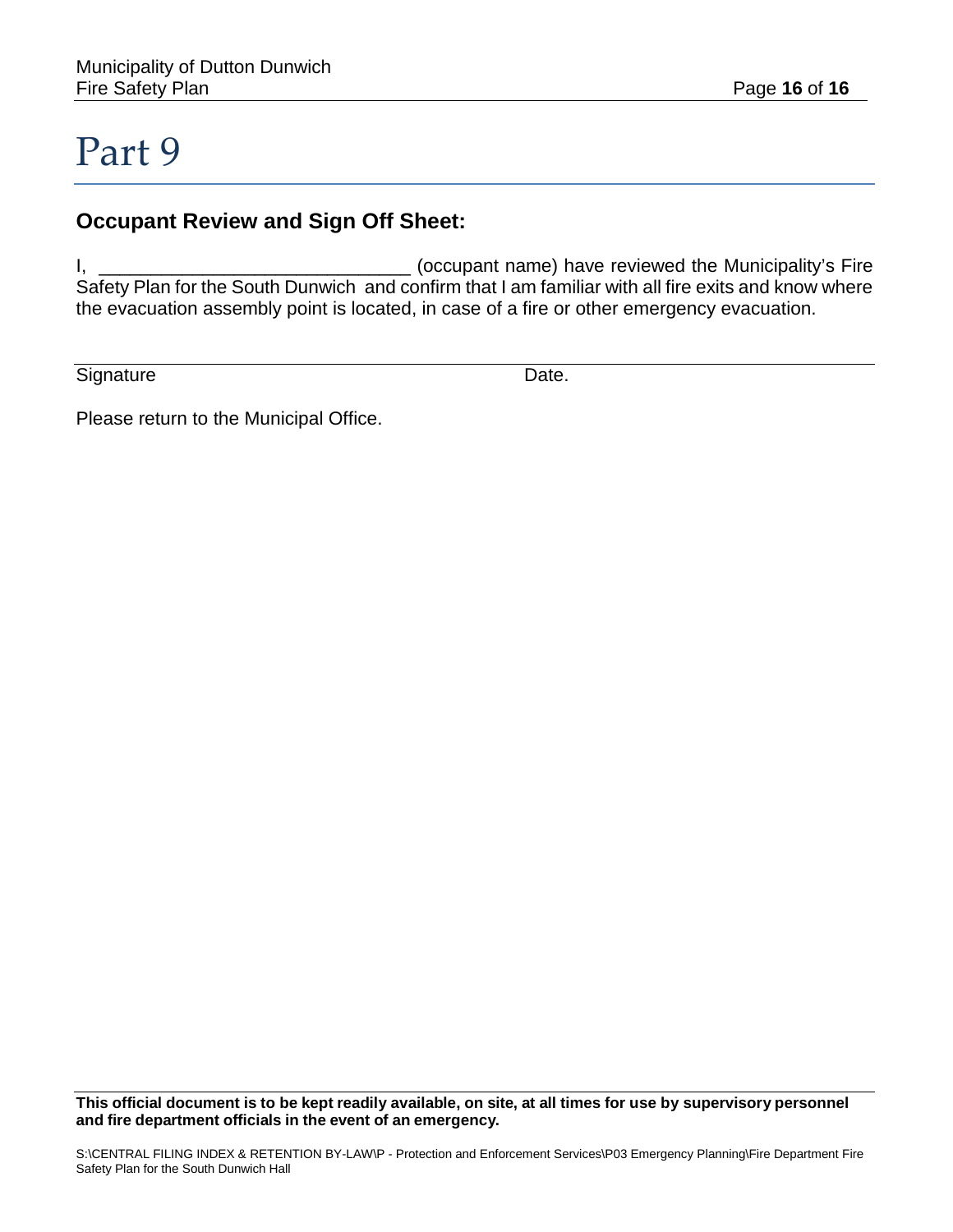# Part 9

## Occupant Review and Sign Off Sheet:

I, _____________________________ (occupant name) have reviewed the Municipality's Fire Safety Plan for the South Dunwich  and confirm that I am familiar with all fire exits and know where the evacuation assembly point is located, in case of a fire or other emergency evacuation.

Signature                                                    Date.

Please return to the Municipal Office.

**This official document is to be kept readily available, on site, at all times for use by supervisory personnel and fire department officials in the event of an emergency.**

S:\CENTRAL FILING INDEX & RETENTION BY-LAW\P - Protection and Enforcement Services\P03 Emergency Planning\Fire Department Fire Safety Plan for the South Dunwich Hall